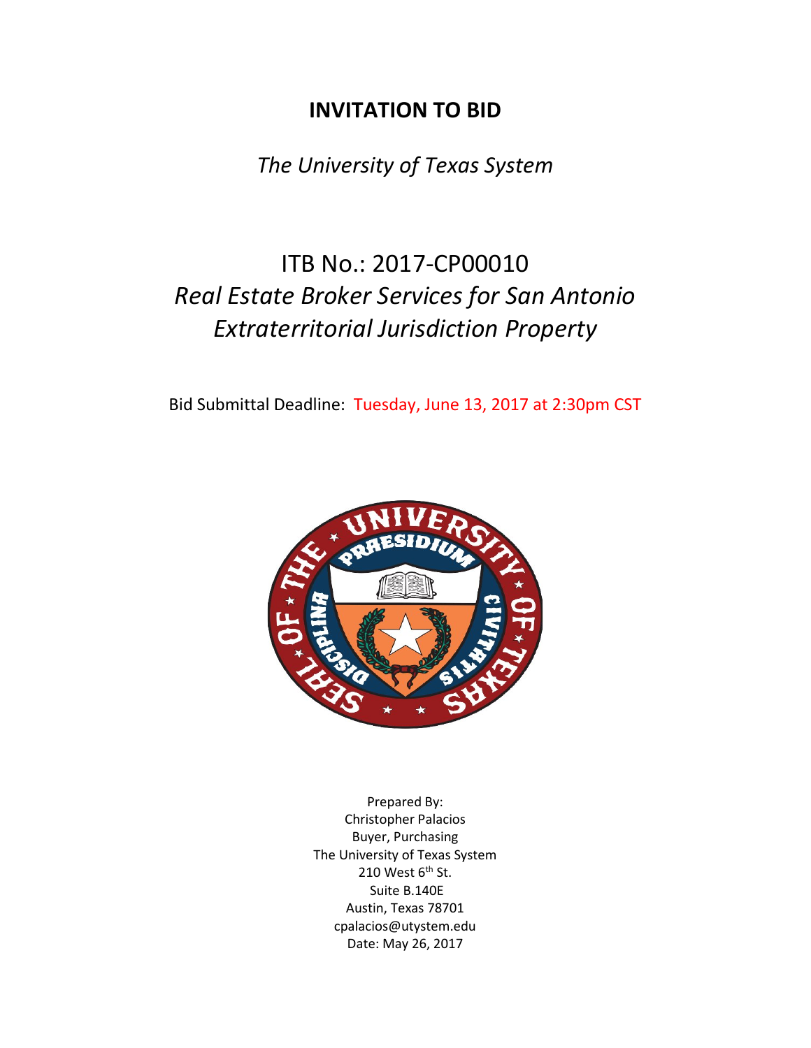# INVITATION TO BID

*The University of Texas System*

## ITB No.: 2017-CP00010
## *Real Estate Broker Services for San Antonio Extraterritorial Jurisdiction Property*

Bid Submittal Deadline: Tuesday, June 13, 2017 at 2:30pm CST

Prepared By:
Christopher Palacios
Buyer, Purchasing
The University of Texas System
210 West 6th St.
Suite B.140E
Austin, Texas 78701
cpalacios@utystem.edu
Date: May 26, 2017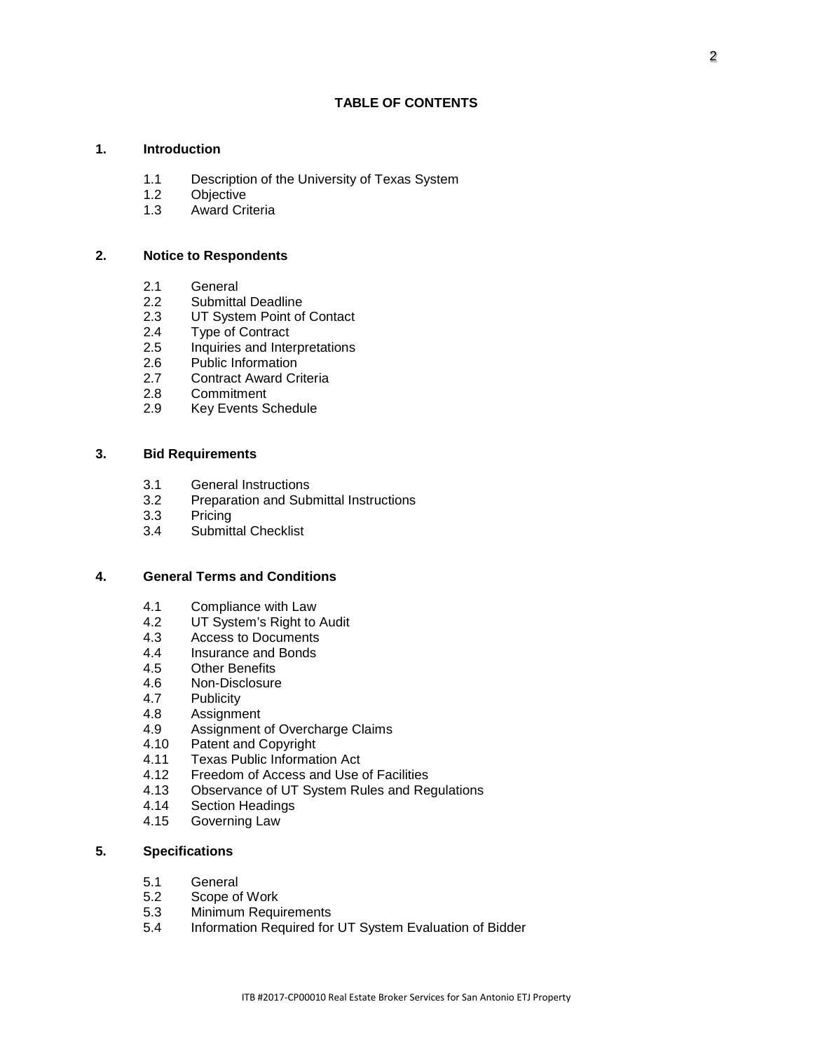## TABLE OF CONTENTS

**1. Introduction**

- 1.1 Description of the University of Texas System
- 1.2 Objective
- 1.3 Award Criteria

**2. Notice to Respondents**

- 2.1 General
- 2.2 Submittal Deadline
- 2.3 UT System Point of Contact
- 2.4 Type of Contract
- 2.5 Inquiries and Interpretations
- 2.6 Public Information
- 2.7 Contract Award Criteria
- 2.8 Commitment
- 2.9 Key Events Schedule

**3. Bid Requirements**

- 3.1 General Instructions
- 3.2 Preparation and Submittal Instructions
- 3.3 Pricing
- 3.4 Submittal Checklist

**4. General Terms and Conditions**

- 4.1 Compliance with Law
- 4.2 UT System's Right to Audit
- 4.3 Access to Documents
- 4.4 Insurance and Bonds
- 4.5 Other Benefits
- 4.6 Non-Disclosure
- 4.7 Publicity
- 4.8 Assignment
- 4.9 Assignment of Overcharge Claims
- 4.10 Patent and Copyright
- 4.11 Texas Public Information Act
- 4.12 Freedom of Access and Use of Facilities
- 4.13 Observance of UT System Rules and Regulations
- 4.14 Section Headings
- 4.15 Governing Law

**5. Specifications**

- 5.1 General
- 5.2 Scope of Work
- 5.3 Minimum Requirements
- 5.4 Information Required for UT System Evaluation of Bidder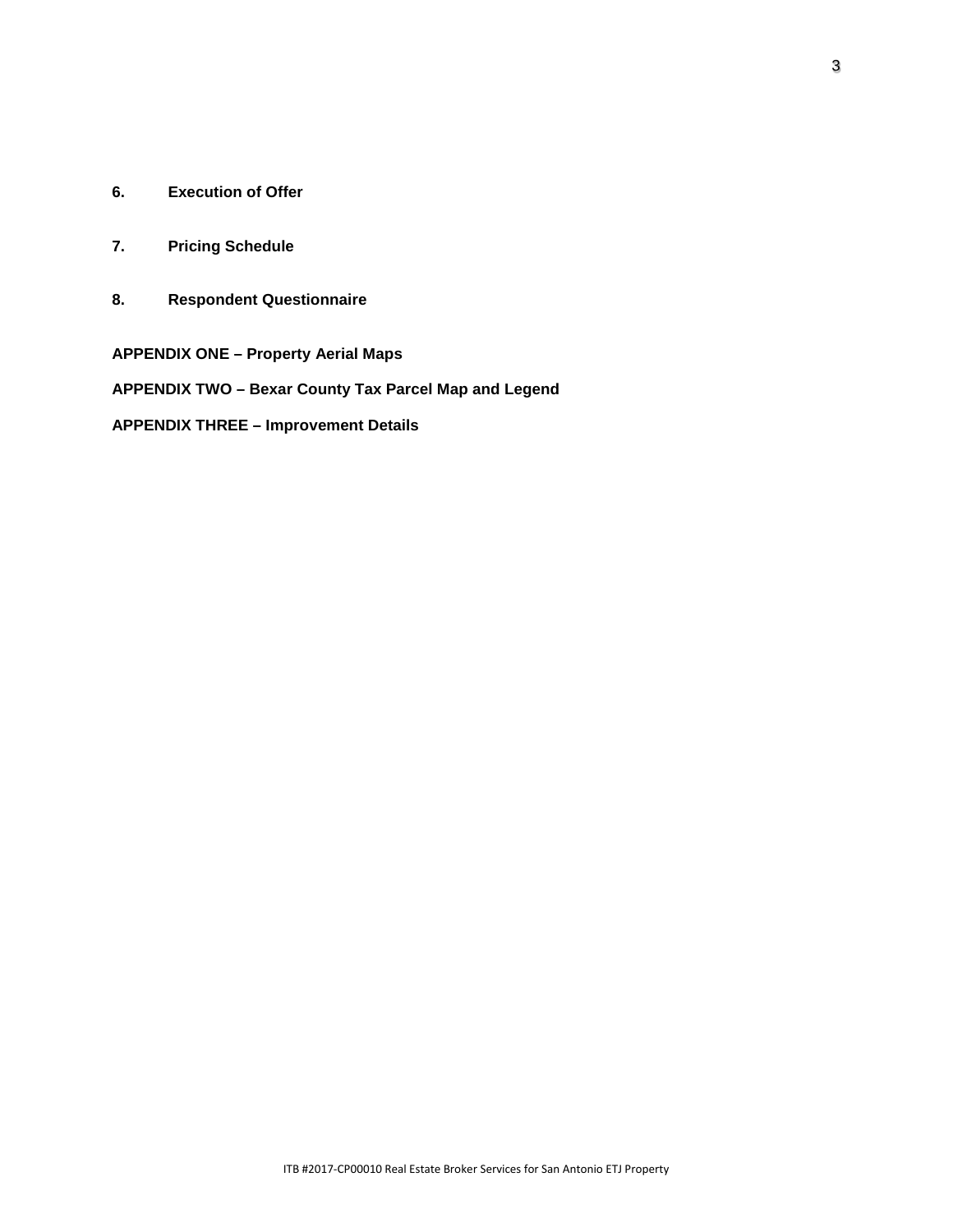**6. Execution of Offer**

**7. Pricing Schedule**

**8. Respondent Questionnaire**

**APPENDIX ONE – Property Aerial Maps**

**APPENDIX TWO – Bexar County Tax Parcel Map and Legend**

**APPENDIX THREE – Improvement Details**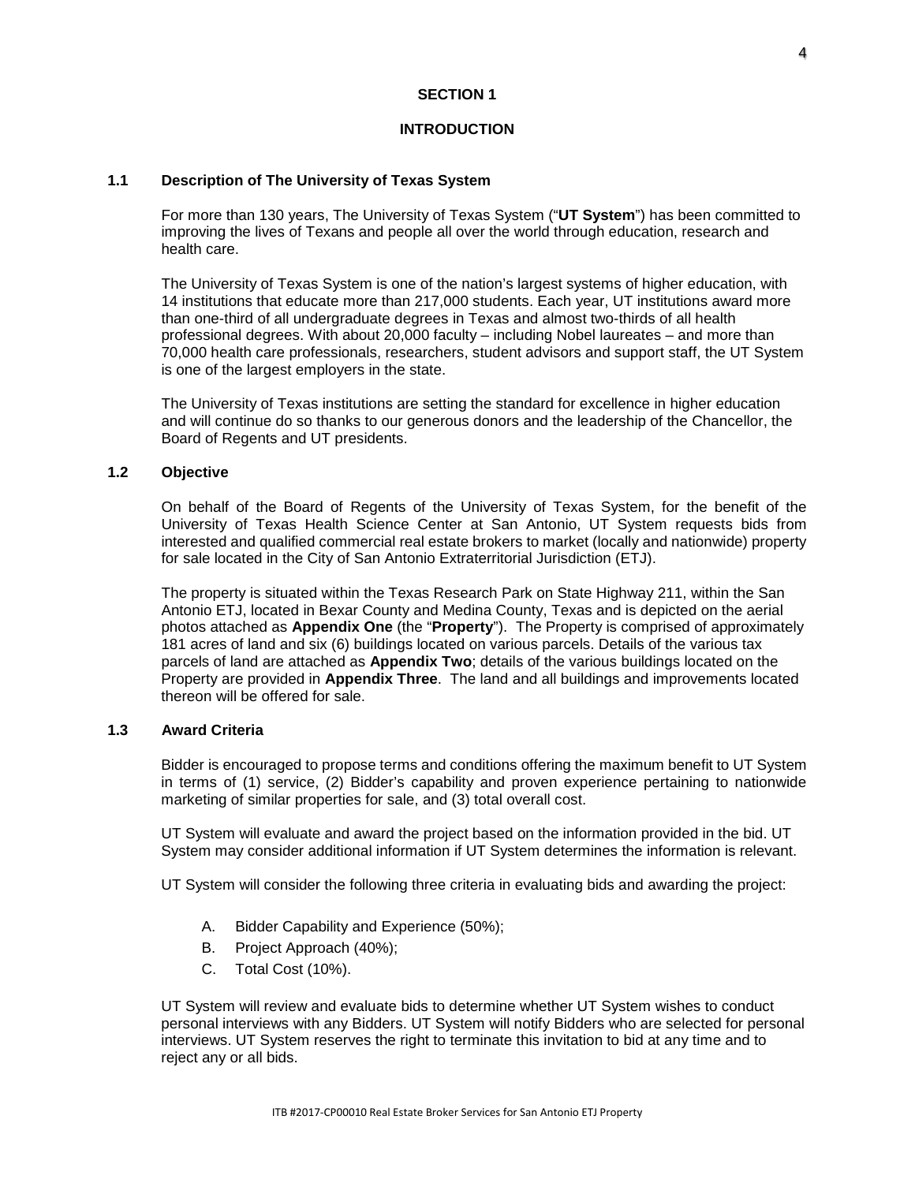# SECTION 1

# INTRODUCTION

### 1.1 Description of The University of Texas System

For more than 130 years, The University of Texas System ("**UT System**") has been committed to improving the lives of Texans and people all over the world through education, research and health care.

The University of Texas System is one of the nation's largest systems of higher education, with 14 institutions that educate more than 217,000 students. Each year, UT institutions award more than one-third of all undergraduate degrees in Texas and almost two-thirds of all health professional degrees. With about 20,000 faculty – including Nobel laureates – and more than 70,000 health care professionals, researchers, student advisors and support staff, the UT System is one of the largest employers in the state.

The University of Texas institutions are setting the standard for excellence in higher education and will continue do so thanks to our generous donors and the leadership of the Chancellor, the Board of Regents and UT presidents.

### 1.2 Objective

On behalf of the Board of Regents of the University of Texas System, for the benefit of the University of Texas Health Science Center at San Antonio, UT System requests bids from interested and qualified commercial real estate brokers to market (locally and nationwide) property for sale located in the City of San Antonio Extraterritorial Jurisdiction (ETJ).

The property is situated within the Texas Research Park on State Highway 211, within the San Antonio ETJ, located in Bexar County and Medina County, Texas and is depicted on the aerial photos attached as **Appendix One** (the "**Property**"). The Property is comprised of approximately 181 acres of land and six (6) buildings located on various parcels. Details of the various tax parcels of land are attached as **Appendix Two**; details of the various buildings located on the Property are provided in **Appendix Three**. The land and all buildings and improvements located thereon will be offered for sale.

### 1.3 Award Criteria

Bidder is encouraged to propose terms and conditions offering the maximum benefit to UT System in terms of (1) service, (2) Bidder's capability and proven experience pertaining to nationwide marketing of similar properties for sale, and (3) total overall cost.

UT System will evaluate and award the project based on the information provided in the bid. UT System may consider additional information if UT System determines the information is relevant.

UT System will consider the following three criteria in evaluating bids and awarding the project:

A. Bidder Capability and Experience (50%);
B. Project Approach (40%);
C. Total Cost (10%).

UT System will review and evaluate bids to determine whether UT System wishes to conduct personal interviews with any Bidders. UT System will notify Bidders who are selected for personal interviews. UT System reserves the right to terminate this invitation to bid at any time and to reject any or all bids.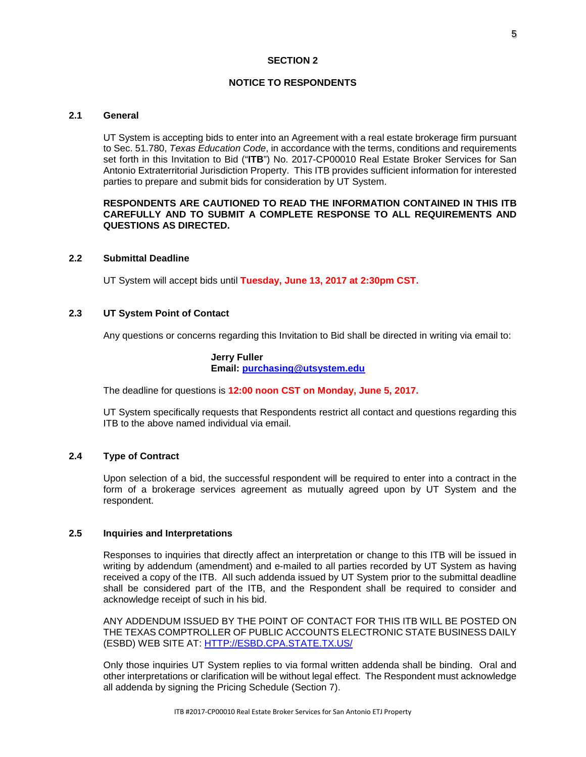## SECTION 2

## NOTICE TO RESPONDENTS

### 2.1 General

UT System is accepting bids to enter into an Agreement with a real estate brokerage firm pursuant to Sec. 51.780, *Texas Education Code*, in accordance with the terms, conditions and requirements set forth in this Invitation to Bid ("**ITB**") No. 2017-CP00010 Real Estate Broker Services for San Antonio Extraterritorial Jurisdiction Property. This ITB provides sufficient information for interested parties to prepare and submit bids for consideration by UT System.

**RESPONDENTS ARE CAUTIONED TO READ THE INFORMATION CONTAINED IN THIS ITB CAREFULLY AND TO SUBMIT A COMPLETE RESPONSE TO ALL REQUIREMENTS AND QUESTIONS AS DIRECTED.**

### 2.2 Submittal Deadline

UT System will accept bids until **Tuesday, June 13, 2017 at 2:30pm CST.**

### 2.3 UT System Point of Contact

Any questions or concerns regarding this Invitation to Bid shall be directed in writing via email to:

**Jerry Fuller**
**Email: purchasing@utsystem.edu**

The deadline for questions is **12:00 noon CST on Monday, June 5, 2017.**

UT System specifically requests that Respondents restrict all contact and questions regarding this ITB to the above named individual via email.

### 2.4 Type of Contract

Upon selection of a bid, the successful respondent will be required to enter into a contract in the form of a brokerage services agreement as mutually agreed upon by UT System and the respondent.

### 2.5 Inquiries and Interpretations

Responses to inquiries that directly affect an interpretation or change to this ITB will be issued in writing by addendum (amendment) and e-mailed to all parties recorded by UT System as having received a copy of the ITB. All such addenda issued by UT System prior to the submittal deadline shall be considered part of the ITB, and the Respondent shall be required to consider and acknowledge receipt of such in his bid.

ANY ADDENDUM ISSUED BY THE POINT OF CONTACT FOR THIS ITB WILL BE POSTED ON THE TEXAS COMPTROLLER OF PUBLIC ACCOUNTS ELECTRONIC STATE BUSINESS DAILY (ESBD) WEB SITE AT: HTTP://ESBD.CPA.STATE.TX.US/

Only those inquiries UT System replies to via formal written addenda shall be binding. Oral and other interpretations or clarification will be without legal effect. The Respondent must acknowledge all addenda by signing the Pricing Schedule (Section 7).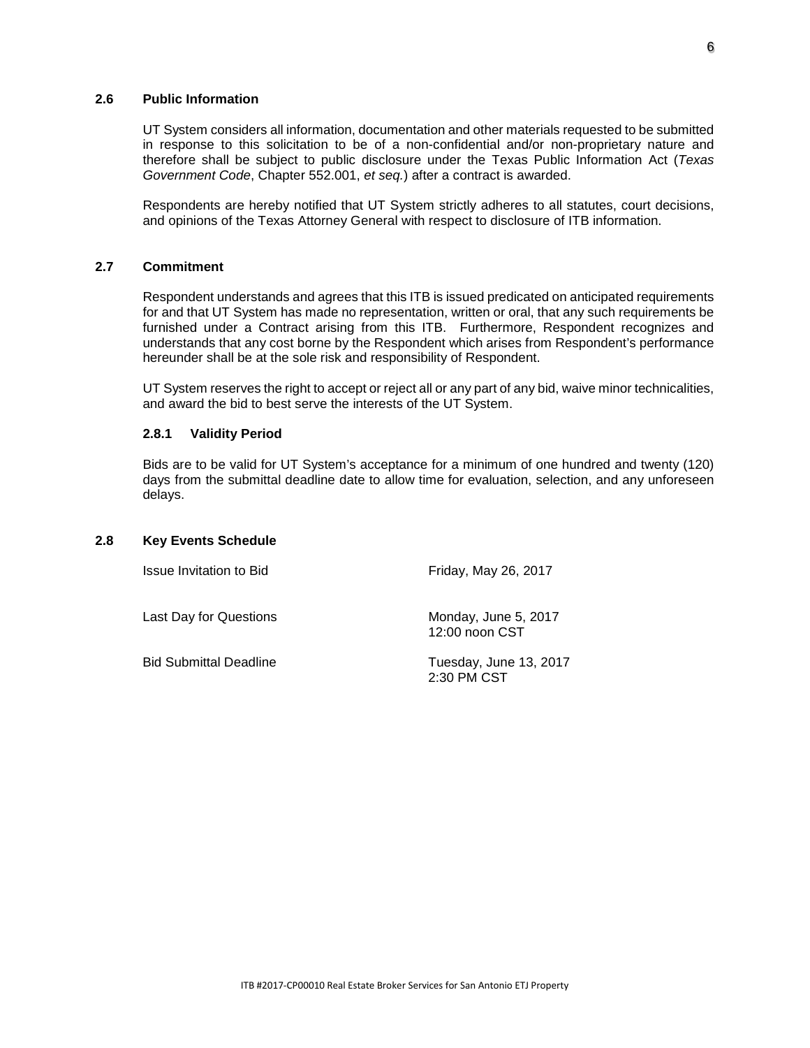### 2.6 Public Information

UT System considers all information, documentation and other materials requested to be submitted in response to this solicitation to be of a non-confidential and/or non-proprietary nature and therefore shall be subject to public disclosure under the Texas Public Information Act (*Texas Government Code*, Chapter 552.001, *et seq.*) after a contract is awarded.

Respondents are hereby notified that UT System strictly adheres to all statutes, court decisions, and opinions of the Texas Attorney General with respect to disclosure of ITB information.

### 2.7 Commitment

Respondent understands and agrees that this ITB is issued predicated on anticipated requirements for and that UT System has made no representation, written or oral, that any such requirements be furnished under a Contract arising from this ITB. Furthermore, Respondent recognizes and understands that any cost borne by the Respondent which arises from Respondent's performance hereunder shall be at the sole risk and responsibility of Respondent.

UT System reserves the right to accept or reject all or any part of any bid, waive minor technicalities, and award the bid to best serve the interests of the UT System.

#### 2.8.1 Validity Period

Bids are to be valid for UT System's acceptance for a minimum of one hundred and twenty (120) days from the submittal deadline date to allow time for evaluation, selection, and any unforeseen delays.

### 2.8 Key Events Schedule

| | |
|---|---|
| Issue Invitation to Bid | Friday, May 26, 2017 |
| Last Day for Questions | Monday, June 5, 2017<br>12:00 noon CST |
| Bid Submittal Deadline | Tuesday, June 13, 2017<br>2:30 PM CST |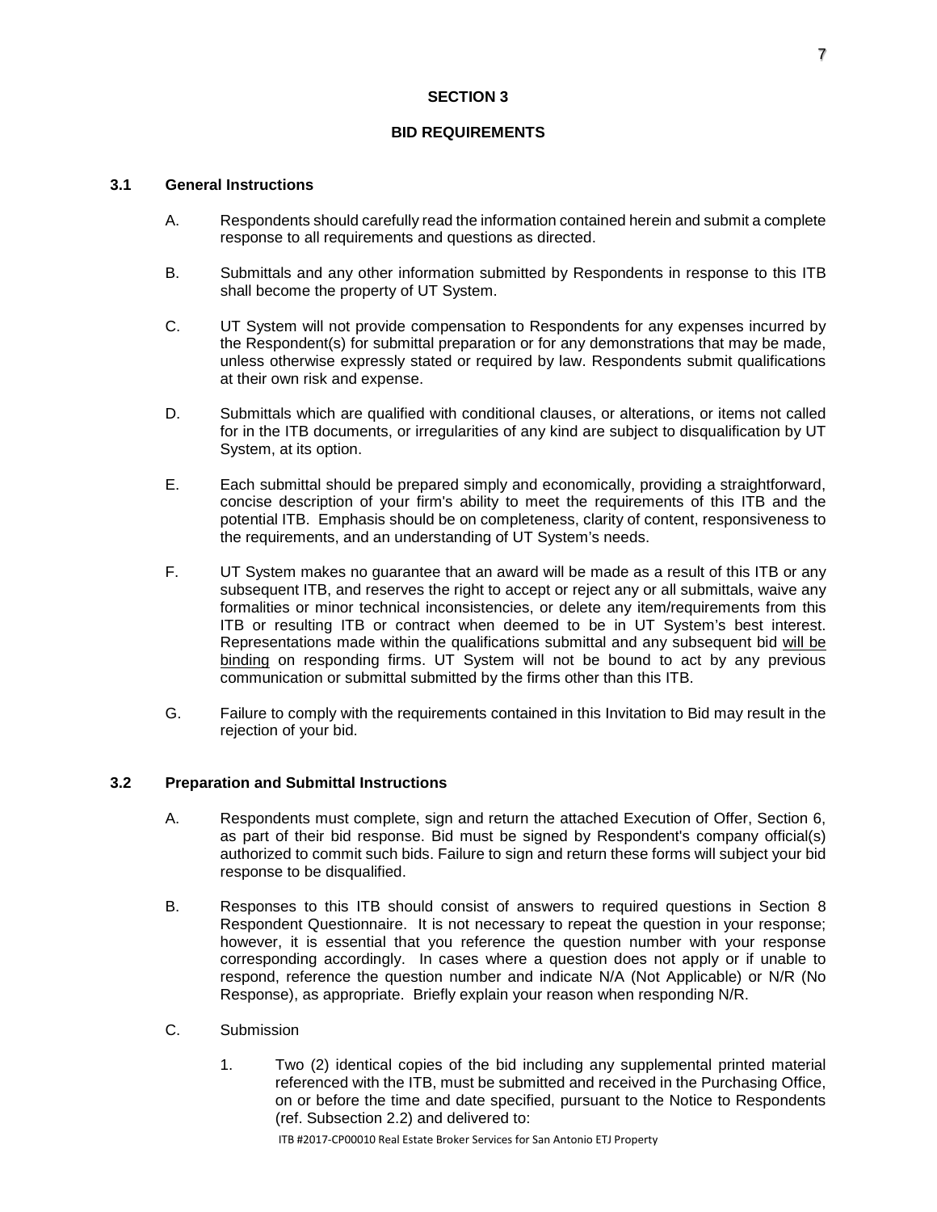## SECTION 3

## BID REQUIREMENTS

### 3.1 General Instructions

A. Respondents should carefully read the information contained herein and submit a complete response to all requirements and questions as directed.

B. Submittals and any other information submitted by Respondents in response to this ITB shall become the property of UT System.

C. UT System will not provide compensation to Respondents for any expenses incurred by the Respondent(s) for submittal preparation or for any demonstrations that may be made, unless otherwise expressly stated or required by law. Respondents submit qualifications at their own risk and expense.

D. Submittals which are qualified with conditional clauses, or alterations, or items not called for in the ITB documents, or irregularities of any kind are subject to disqualification by UT System, at its option.

E. Each submittal should be prepared simply and economically, providing a straightforward, concise description of your firm's ability to meet the requirements of this ITB and the potential ITB. Emphasis should be on completeness, clarity of content, responsiveness to the requirements, and an understanding of UT System's needs.

F. UT System makes no guarantee that an award will be made as a result of this ITB or any subsequent ITB, and reserves the right to accept or reject any or all submittals, waive any formalities or minor technical inconsistencies, or delete any item/requirements from this ITB or resulting ITB or contract when deemed to be in UT System's best interest. Representations made within the qualifications submittal and any subsequent bid will be binding on responding firms. UT System will not be bound to act by any previous communication or submittal submitted by the firms other than this ITB.

G. Failure to comply with the requirements contained in this Invitation to Bid may result in the rejection of your bid.

### 3.2 Preparation and Submittal Instructions

A. Respondents must complete, sign and return the attached Execution of Offer, Section 6, as part of their bid response. Bid must be signed by Respondent's company official(s) authorized to commit such bids. Failure to sign and return these forms will subject your bid response to be disqualified.

B. Responses to this ITB should consist of answers to required questions in Section 8 Respondent Questionnaire. It is not necessary to repeat the question in your response; however, it is essential that you reference the question number with your response corresponding accordingly. In cases where a question does not apply or if unable to respond, reference the question number and indicate N/A (Not Applicable) or N/R (No Response), as appropriate. Briefly explain your reason when responding N/R.

C. Submission

1. Two (2) identical copies of the bid including any supplemental printed material referenced with the ITB, must be submitted and received in the Purchasing Office, on or before the time and date specified, pursuant to the Notice to Respondents (ref. Subsection 2.2) and delivered to: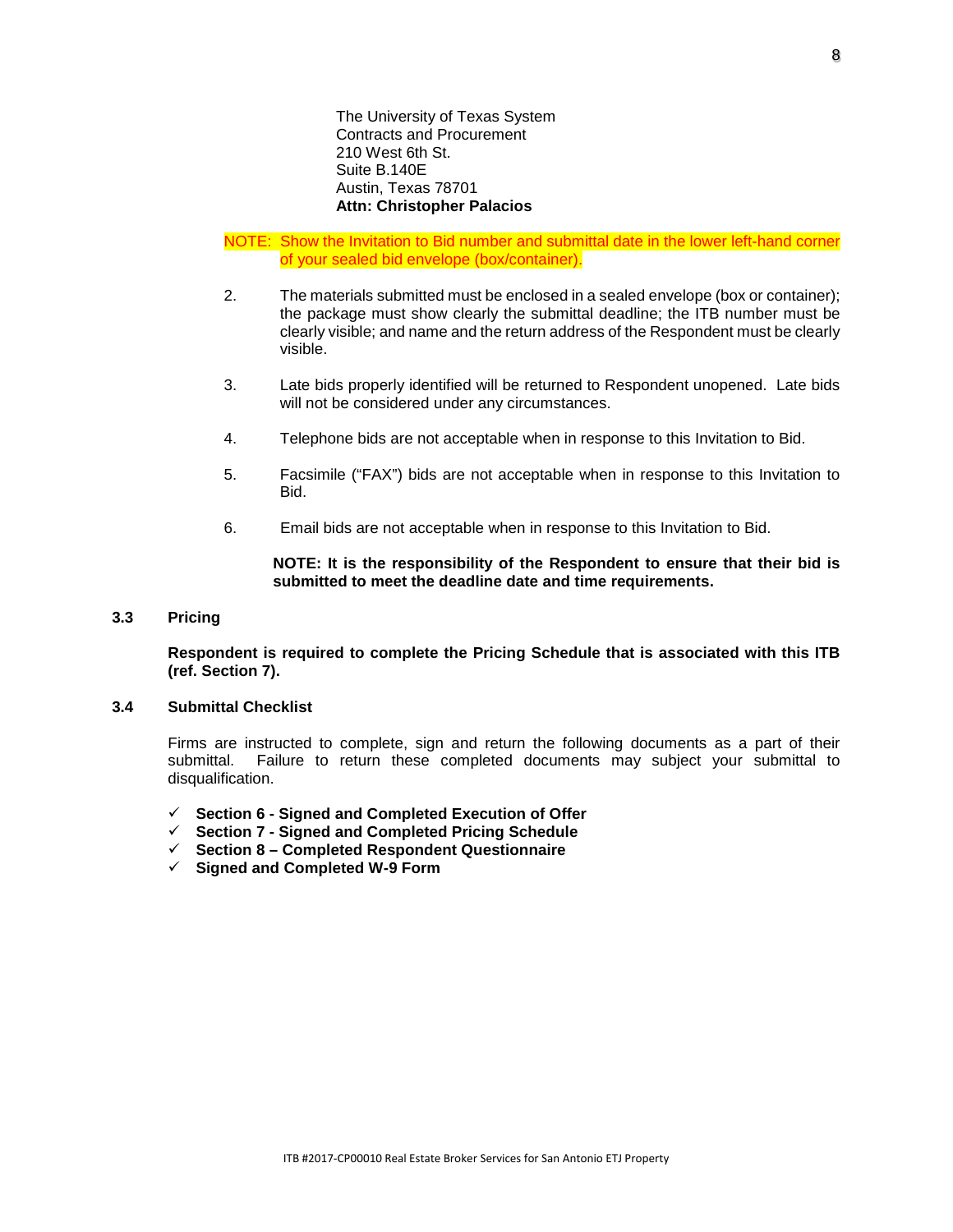The University of Texas System
Contracts and Procurement
210 West 6th St.
Suite B.140E
Austin, Texas 78701
**Attn: Christopher Palacios**

NOTE: Show the Invitation to Bid number and submittal date in the lower left-hand corner of your sealed bid envelope (box/container).

2. The materials submitted must be enclosed in a sealed envelope (box or container); the package must show clearly the submittal deadline; the ITB number must be clearly visible; and name and the return address of the Respondent must be clearly visible.

3. Late bids properly identified will be returned to Respondent unopened. Late bids will not be considered under any circumstances.

4. Telephone bids are not acceptable when in response to this Invitation to Bid.

5. Facsimile ("FAX") bids are not acceptable when in response to this Invitation to Bid.

6. Email bids are not acceptable when in response to this Invitation to Bid.

**NOTE: It is the responsibility of the Respondent to ensure that their bid is submitted to meet the deadline date and time requirements.**

### 3.3 Pricing

**Respondent is required to complete the Pricing Schedule that is associated with this ITB (ref. Section 7).**

### 3.4 Submittal Checklist

Firms are instructed to complete, sign and return the following documents as a part of their submittal. Failure to return these completed documents may subject your submittal to disqualification.

- ✓ **Section 6 - Signed and Completed Execution of Offer**
- ✓ **Section 7 - Signed and Completed Pricing Schedule**
- ✓ **Section 8 – Completed Respondent Questionnaire**
- ✓ **Signed and Completed W-9 Form**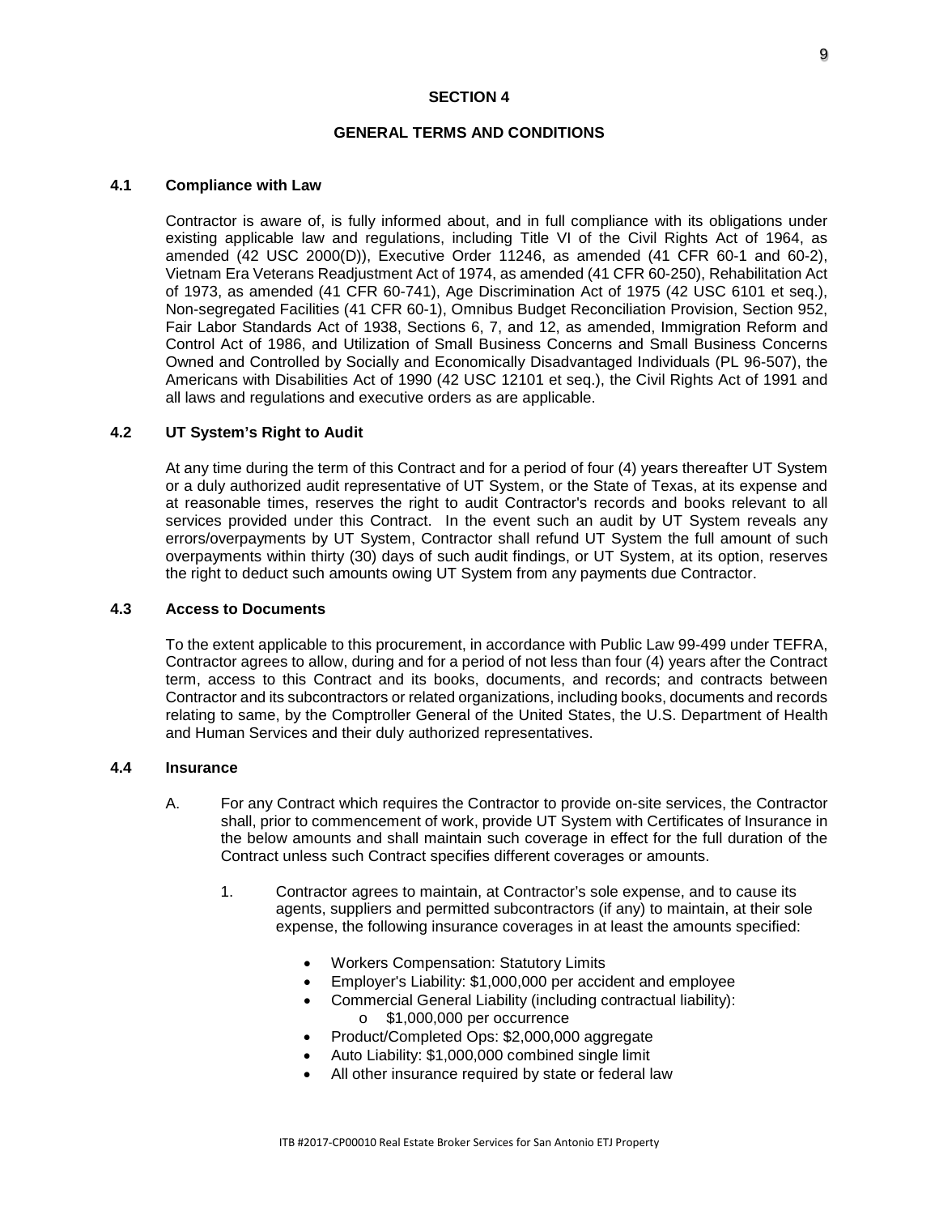## SECTION 4

## GENERAL TERMS AND CONDITIONS

### 4.1 Compliance with Law

Contractor is aware of, is fully informed about, and in full compliance with its obligations under existing applicable law and regulations, including Title VI of the Civil Rights Act of 1964, as amended (42 USC 2000(D)), Executive Order 11246, as amended (41 CFR 60-1 and 60-2), Vietnam Era Veterans Readjustment Act of 1974, as amended (41 CFR 60-250), Rehabilitation Act of 1973, as amended (41 CFR 60-741), Age Discrimination Act of 1975 (42 USC 6101 et seq.), Non-segregated Facilities (41 CFR 60-1), Omnibus Budget Reconciliation Provision, Section 952, Fair Labor Standards Act of 1938, Sections 6, 7, and 12, as amended, Immigration Reform and Control Act of 1986, and Utilization of Small Business Concerns and Small Business Concerns Owned and Controlled by Socially and Economically Disadvantaged Individuals (PL 96-507), the Americans with Disabilities Act of 1990 (42 USC 12101 et seq.), the Civil Rights Act of 1991 and all laws and regulations and executive orders as are applicable.

### 4.2 UT System's Right to Audit

At any time during the term of this Contract and for a period of four (4) years thereafter UT System or a duly authorized audit representative of UT System, or the State of Texas, at its expense and at reasonable times, reserves the right to audit Contractor's records and books relevant to all services provided under this Contract. In the event such an audit by UT System reveals any errors/overpayments by UT System, Contractor shall refund UT System the full amount of such overpayments within thirty (30) days of such audit findings, or UT System, at its option, reserves the right to deduct such amounts owing UT System from any payments due Contractor.

### 4.3 Access to Documents

To the extent applicable to this procurement, in accordance with Public Law 99-499 under TEFRA, Contractor agrees to allow, during and for a period of not less than four (4) years after the Contract term, access to this Contract and its books, documents, and records; and contracts between Contractor and its subcontractors or related organizations, including books, documents and records relating to same, by the Comptroller General of the United States, the U.S. Department of Health and Human Services and their duly authorized representatives.

### 4.4 Insurance

A. For any Contract which requires the Contractor to provide on-site services, the Contractor shall, prior to commencement of work, provide UT System with Certificates of Insurance in the below amounts and shall maintain such coverage in effect for the full duration of the Contract unless such Contract specifies different coverages or amounts.

   1. Contractor agrees to maintain, at Contractor's sole expense, and to cause its agents, suppliers and permitted subcontractors (if any) to maintain, at their sole expense, the following insurance coverages in at least the amounts specified:

      - Workers Compensation: Statutory Limits
      - Employer's Liability: $1,000,000 per accident and employee
      - Commercial General Liability (including contractual liability):
         - $1,000,000 per occurrence
      - Product/Completed Ops: $2,000,000 aggregate
      - Auto Liability: $1,000,000 combined single limit
      - All other insurance required by state or federal law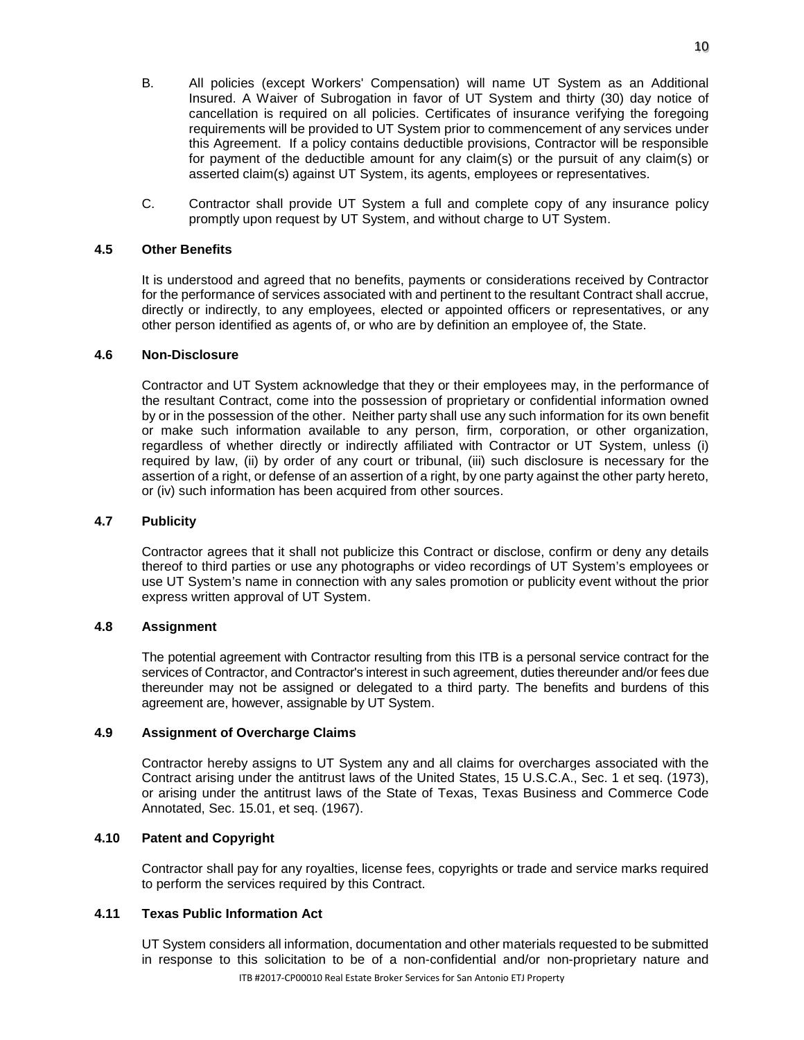B. All policies (except Workers' Compensation) will name UT System as an Additional Insured. A Waiver of Subrogation in favor of UT System and thirty (30) day notice of cancellation is required on all policies. Certificates of insurance verifying the foregoing requirements will be provided to UT System prior to commencement of any services under this Agreement. If a policy contains deductible provisions, Contractor will be responsible for payment of the deductible amount for any claim(s) or the pursuit of any claim(s) or asserted claim(s) against UT System, its agents, employees or representatives.

C. Contractor shall provide UT System a full and complete copy of any insurance policy promptly upon request by UT System, and without charge to UT System.

### 4.5 Other Benefits

It is understood and agreed that no benefits, payments or considerations received by Contractor for the performance of services associated with and pertinent to the resultant Contract shall accrue, directly or indirectly, to any employees, elected or appointed officers or representatives, or any other person identified as agents of, or who are by definition an employee of, the State.

### 4.6 Non-Disclosure

Contractor and UT System acknowledge that they or their employees may, in the performance of the resultant Contract, come into the possession of proprietary or confidential information owned by or in the possession of the other. Neither party shall use any such information for its own benefit or make such information available to any person, firm, corporation, or other organization, regardless of whether directly or indirectly affiliated with Contractor or UT System, unless (i) required by law, (ii) by order of any court or tribunal, (iii) such disclosure is necessary for the assertion of a right, or defense of an assertion of a right, by one party against the other party hereto, or (iv) such information has been acquired from other sources.

### 4.7 Publicity

Contractor agrees that it shall not publicize this Contract or disclose, confirm or deny any details thereof to third parties or use any photographs or video recordings of UT System's employees or use UT System's name in connection with any sales promotion or publicity event without the prior express written approval of UT System.

### 4.8 Assignment

The potential agreement with Contractor resulting from this ITB is a personal service contract for the services of Contractor, and Contractor's interest in such agreement, duties thereunder and/or fees due thereunder may not be assigned or delegated to a third party. The benefits and burdens of this agreement are, however, assignable by UT System.

### 4.9 Assignment of Overcharge Claims

Contractor hereby assigns to UT System any and all claims for overcharges associated with the Contract arising under the antitrust laws of the United States, 15 U.S.C.A., Sec. 1 et seq. (1973), or arising under the antitrust laws of the State of Texas, Texas Business and Commerce Code Annotated, Sec. 15.01, et seq. (1967).

### 4.10 Patent and Copyright

Contractor shall pay for any royalties, license fees, copyrights or trade and service marks required to perform the services required by this Contract.

### 4.11 Texas Public Information Act

UT System considers all information, documentation and other materials requested to be submitted in response to this solicitation to be of a non-confidential and/or non-proprietary nature and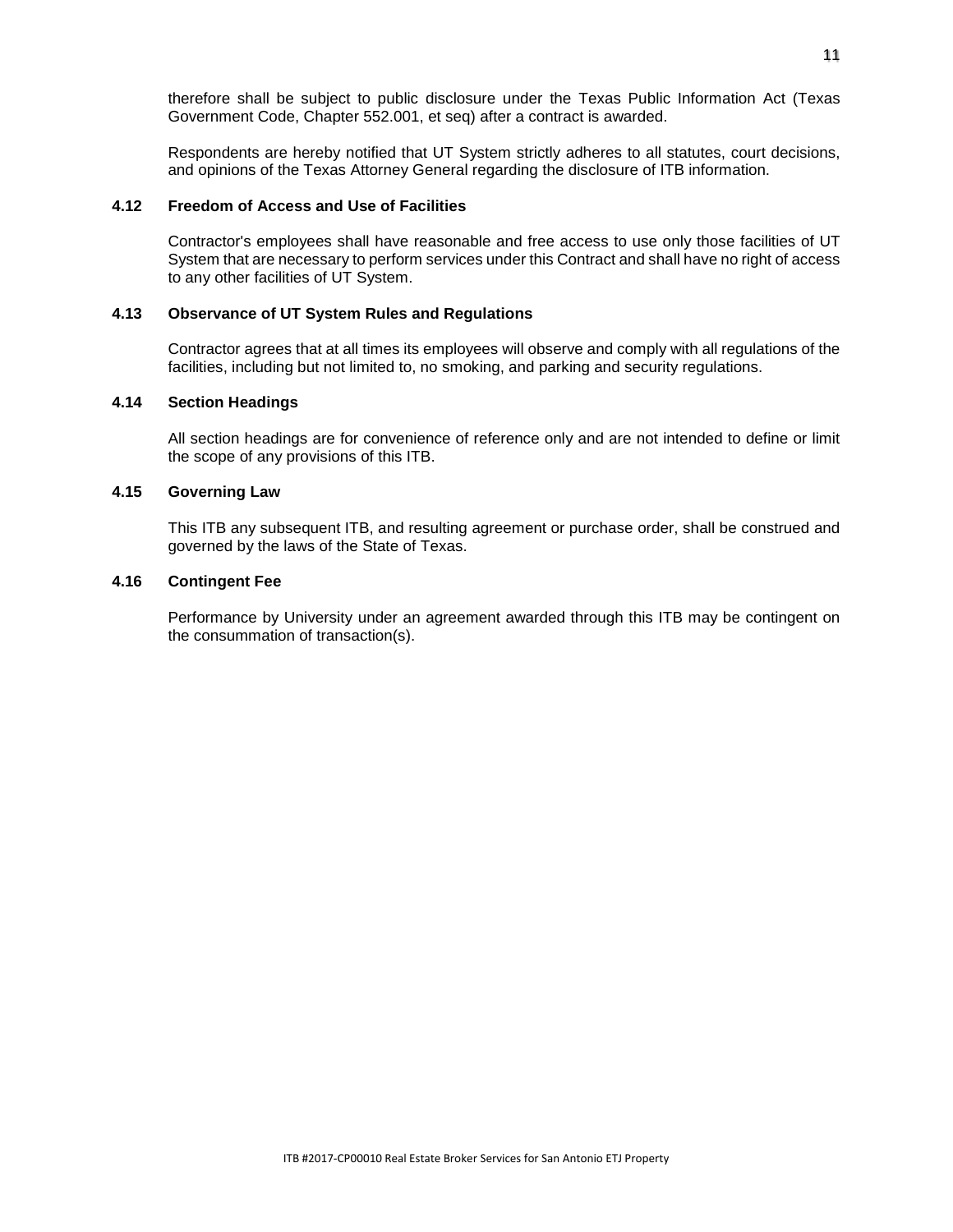therefore shall be subject to public disclosure under the Texas Public Information Act (Texas Government Code, Chapter 552.001, et seq) after a contract is awarded.

Respondents are hereby notified that UT System strictly adheres to all statutes, court decisions, and opinions of the Texas Attorney General regarding the disclosure of ITB information.

### 4.12 Freedom of Access and Use of Facilities

Contractor's employees shall have reasonable and free access to use only those facilities of UT System that are necessary to perform services under this Contract and shall have no right of access to any other facilities of UT System.

### 4.13 Observance of UT System Rules and Regulations

Contractor agrees that at all times its employees will observe and comply with all regulations of the facilities, including but not limited to, no smoking, and parking and security regulations.

### 4.14 Section Headings

All section headings are for convenience of reference only and are not intended to define or limit the scope of any provisions of this ITB.

### 4.15 Governing Law

This ITB any subsequent ITB, and resulting agreement or purchase order, shall be construed and governed by the laws of the State of Texas.

### 4.16 Contingent Fee

Performance by University under an agreement awarded through this ITB may be contingent on the consummation of transaction(s).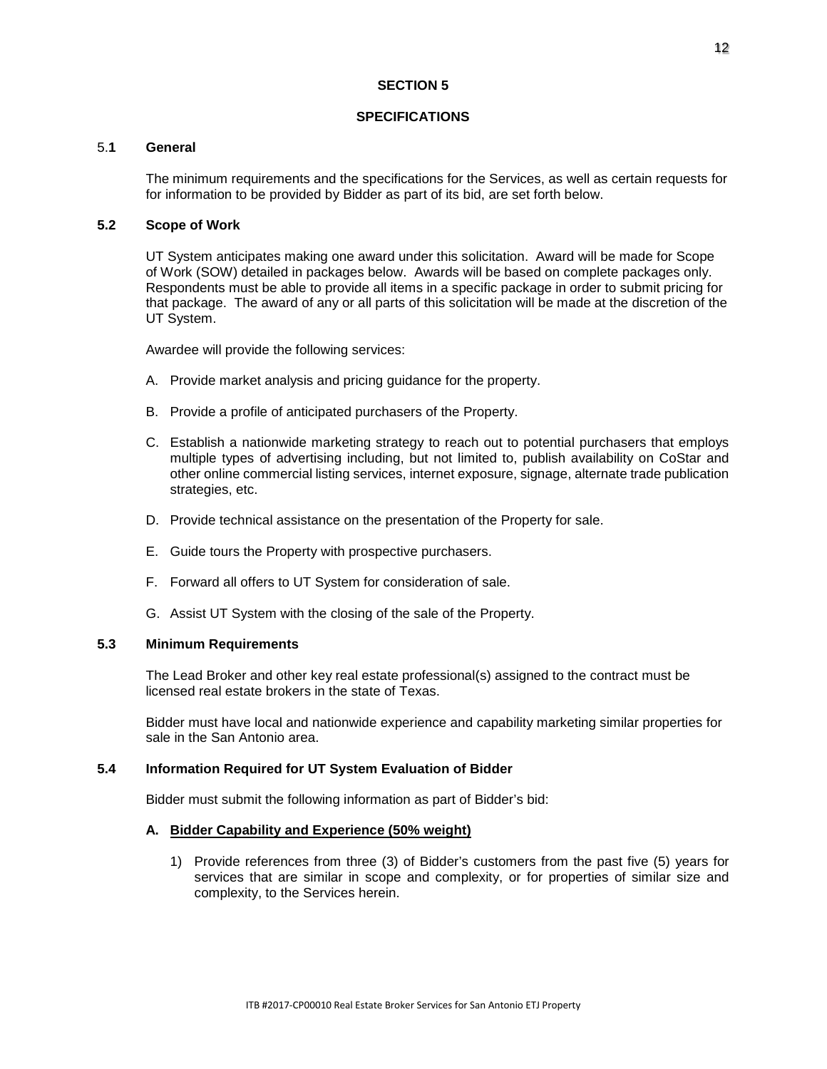## SECTION 5

## SPECIFICATIONS

### 5.1 General

The minimum requirements and the specifications for the Services, as well as certain requests for for information to be provided by Bidder as part of its bid, are set forth below.

### 5.2 Scope of Work

UT System anticipates making one award under this solicitation. Award will be made for Scope of Work (SOW) detailed in packages below. Awards will be based on complete packages only. Respondents must be able to provide all items in a specific package in order to submit pricing for that package. The award of any or all parts of this solicitation will be made at the discretion of the UT System.

Awardee will provide the following services:

A. Provide market analysis and pricing guidance for the property.

B. Provide a profile of anticipated purchasers of the Property.

C. Establish a nationwide marketing strategy to reach out to potential purchasers that employs multiple types of advertising including, but not limited to, publish availability on CoStar and other online commercial listing services, internet exposure, signage, alternate trade publication strategies, etc.

D. Provide technical assistance on the presentation of the Property for sale.

E. Guide tours the Property with prospective purchasers.

F. Forward all offers to UT System for consideration of sale.

G. Assist UT System with the closing of the sale of the Property.

### 5.3 Minimum Requirements

The Lead Broker and other key real estate professional(s) assigned to the contract must be licensed real estate brokers in the state of Texas.

Bidder must have local and nationwide experience and capability marketing similar properties for sale in the San Antonio area.

### 5.4 Information Required for UT System Evaluation of Bidder

Bidder must submit the following information as part of Bidder's bid:

**A. Bidder Capability and Experience (50% weight)**

1) Provide references from three (3) of Bidder's customers from the past five (5) years for services that are similar in scope and complexity, or for properties of similar size and complexity, to the Services herein.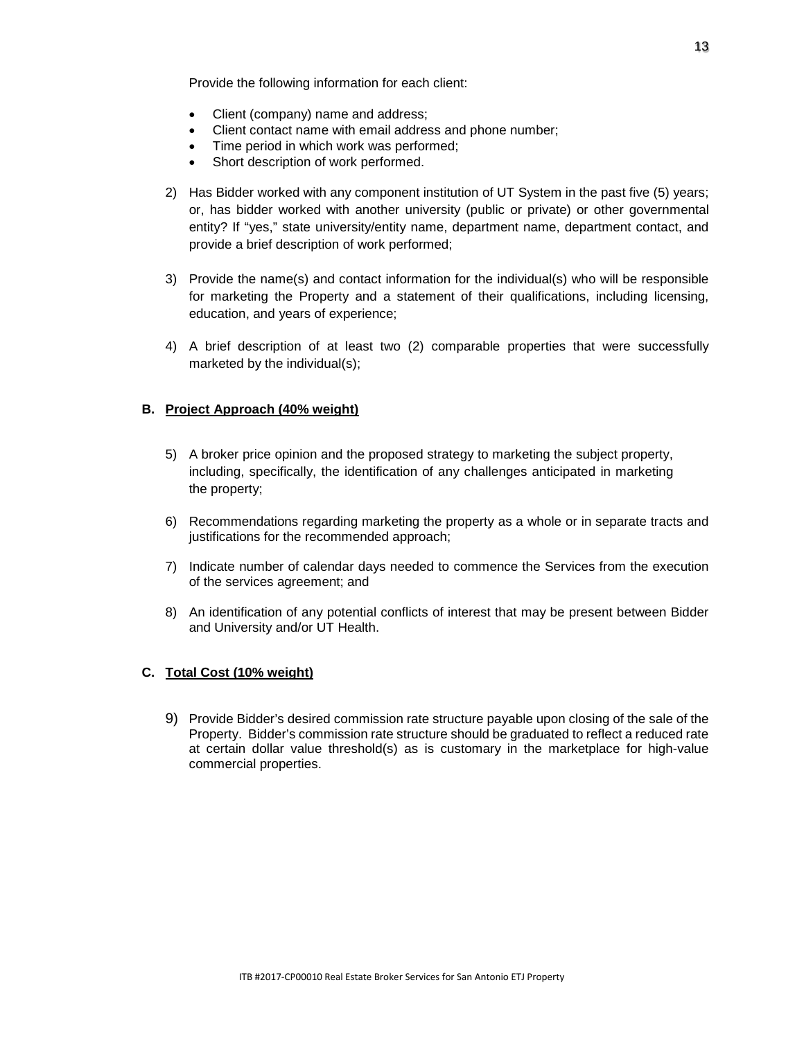Provide the following information for each client:

- Client (company) name and address;
- Client contact name with email address and phone number;
- Time period in which work was performed;
- Short description of work performed.

2) Has Bidder worked with any component institution of UT System in the past five (5) years; or, has bidder worked with another university (public or private) or other governmental entity? If "yes," state university/entity name, department name, department contact, and provide a brief description of work performed;

3) Provide the name(s) and contact information for the individual(s) who will be responsible for marketing the Property and a statement of their qualifications, including licensing, education, and years of experience;

4) A brief description of at least two (2) comparable properties that were successfully marketed by the individual(s);

**B. Project Approach (40% weight)**

5) A broker price opinion and the proposed strategy to marketing the subject property, including, specifically, the identification of any challenges anticipated in marketing the property;

6) Recommendations regarding marketing the property as a whole or in separate tracts and justifications for the recommended approach;

7) Indicate number of calendar days needed to commence the Services from the execution of the services agreement; and

8) An identification of any potential conflicts of interest that may be present between Bidder and University and/or UT Health.

**C. Total Cost (10% weight)**

9) Provide Bidder's desired commission rate structure payable upon closing of the sale of the Property. Bidder's commission rate structure should be graduated to reflect a reduced rate at certain dollar value threshold(s) as is customary in the marketplace for high-value commercial properties.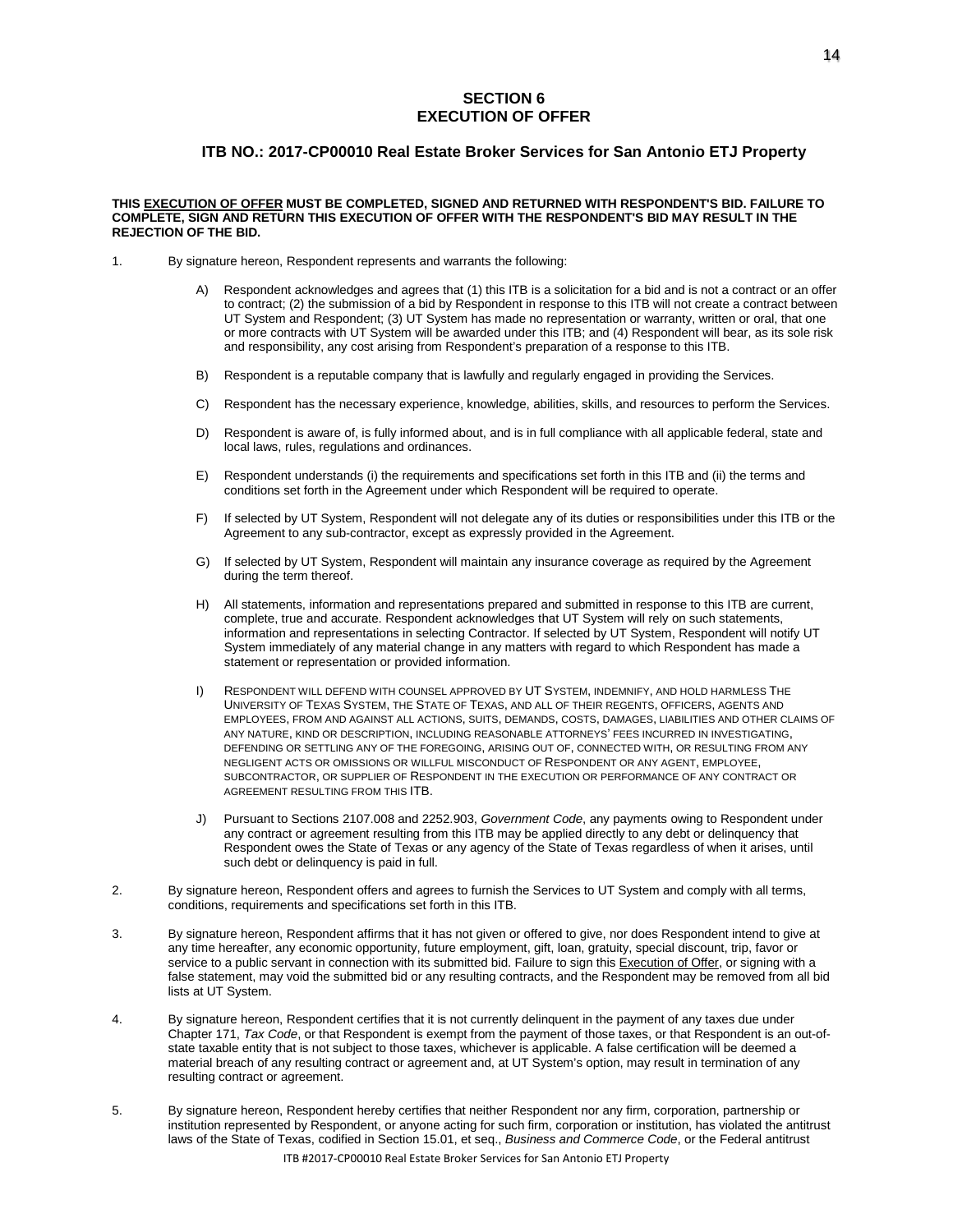## SECTION 6
## EXECUTION OF OFFER

### ITB NO.: 2017-CP00010 Real Estate Broker Services for San Antonio ETJ Property

**THIS EXECUTION OF OFFER MUST BE COMPLETED, SIGNED AND RETURNED WITH RESPONDENT'S BID. FAILURE TO COMPLETE, SIGN AND RETURN THIS EXECUTION OF OFFER WITH THE RESPONDENT'S BID MAY RESULT IN THE REJECTION OF THE BID.**

1. By signature hereon, Respondent represents and warrants the following:

   A) Respondent acknowledges and agrees that (1) this ITB is a solicitation for a bid and is not a contract or an offer to contract; (2) the submission of a bid by Respondent in response to this ITB will not create a contract between UT System and Respondent; (3) UT System has made no representation or warranty, written or oral, that one or more contracts with UT System will be awarded under this ITB; and (4) Respondent will bear, as its sole risk and responsibility, any cost arising from Respondent's preparation of a response to this ITB.

   B) Respondent is a reputable company that is lawfully and regularly engaged in providing the Services.

   C) Respondent has the necessary experience, knowledge, abilities, skills, and resources to perform the Services.

   D) Respondent is aware of, is fully informed about, and is in full compliance with all applicable federal, state and local laws, rules, regulations and ordinances.

   E) Respondent understands (i) the requirements and specifications set forth in this ITB and (ii) the terms and conditions set forth in the Agreement under which Respondent will be required to operate.

   F) If selected by UT System, Respondent will not delegate any of its duties or responsibilities under this ITB or the Agreement to any sub-contractor, except as expressly provided in the Agreement.

   G) If selected by UT System, Respondent will maintain any insurance coverage as required by the Agreement during the term thereof.

   H) All statements, information and representations prepared and submitted in response to this ITB are current, complete, true and accurate. Respondent acknowledges that UT System will rely on such statements, information and representations in selecting Contractor. If selected by UT System, Respondent will notify UT System immediately of any material change in any matters with regard to which Respondent has made a statement or representation or provided information.

   I) RESPONDENT WILL DEFEND WITH COUNSEL APPROVED BY UT SYSTEM, INDEMNIFY, AND HOLD HARMLESS THE UNIVERSITY OF TEXAS SYSTEM, THE STATE OF TEXAS, AND ALL OF THEIR REGENTS, OFFICERS, AGENTS AND EMPLOYEES, FROM AND AGAINST ALL ACTIONS, SUITS, DEMANDS, COSTS, DAMAGES, LIABILITIES AND OTHER CLAIMS OF ANY NATURE, KIND OR DESCRIPTION, INCLUDING REASONABLE ATTORNEYS' FEES INCURRED IN INVESTIGATING, DEFENDING OR SETTLING ANY OF THE FOREGOING, ARISING OUT OF, CONNECTED WITH, OR RESULTING FROM ANY NEGLIGENT ACTS OR OMISSIONS OR WILLFUL MISCONDUCT OF RESPONDENT OR ANY AGENT, EMPLOYEE, SUBCONTRACTOR, OR SUPPLIER OF RESPONDENT IN THE EXECUTION OR PERFORMANCE OF ANY CONTRACT OR AGREEMENT RESULTING FROM THIS ITB.

   J) Pursuant to Sections 2107.008 and 2252.903, *Government Code*, any payments owing to Respondent under any contract or agreement resulting from this ITB may be applied directly to any debt or delinquency that Respondent owes the State of Texas or any agency of the State of Texas regardless of when it arises, until such debt or delinquency is paid in full.

2. By signature hereon, Respondent offers and agrees to furnish the Services to UT System and comply with all terms, conditions, requirements and specifications set forth in this ITB.

3. By signature hereon, Respondent affirms that it has not given or offered to give, nor does Respondent intend to give at any time hereafter, any economic opportunity, future employment, gift, loan, gratuity, special discount, trip, favor or service to a public servant in connection with its submitted bid. Failure to sign this Execution of Offer, or signing with a false statement, may void the submitted bid or any resulting contracts, and the Respondent may be removed from all bid lists at UT System.

4. By signature hereon, Respondent certifies that it is not currently delinquent in the payment of any taxes due under Chapter 171, *Tax Code*, or that Respondent is exempt from the payment of those taxes, or that Respondent is an out-of-state taxable entity that is not subject to those taxes, whichever is applicable. A false certification will be deemed a material breach of any resulting contract or agreement and, at UT System's option, may result in termination of any resulting contract or agreement.

5. By signature hereon, Respondent hereby certifies that neither Respondent nor any firm, corporation, partnership or institution represented by Respondent, or anyone acting for such firm, corporation or institution, has violated the antitrust laws of the State of Texas, codified in Section 15.01, et seq., *Business and Commerce Code*, or the Federal antitrust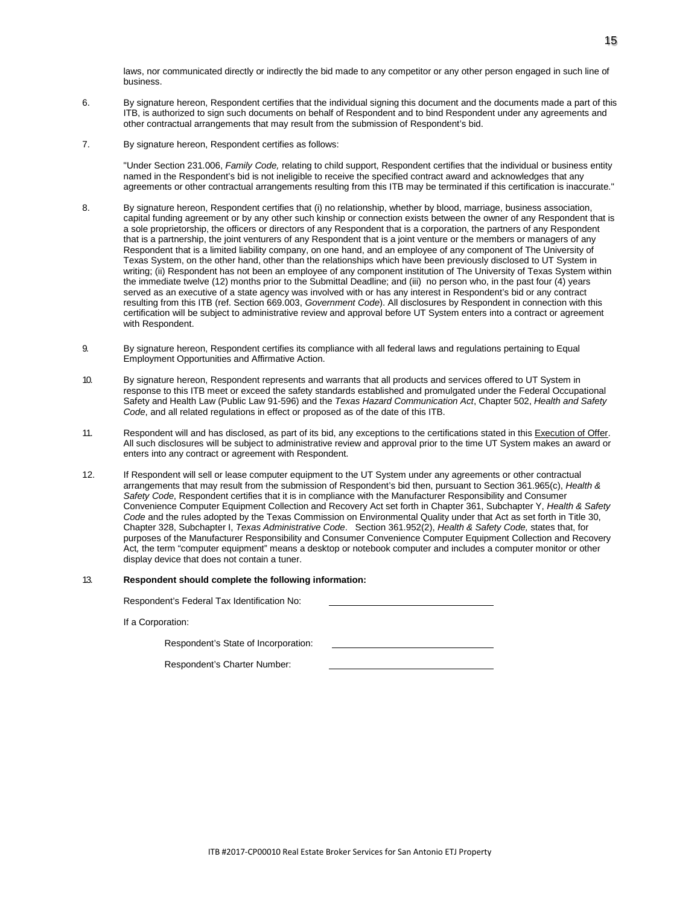laws, nor communicated directly or indirectly the bid made to any competitor or any other person engaged in such line of business.

6. By signature hereon, Respondent certifies that the individual signing this document and the documents made a part of this ITB, is authorized to sign such documents on behalf of Respondent and to bind Respondent under any agreements and other contractual arrangements that may result from the submission of Respondent's bid.

7. By signature hereon, Respondent certifies as follows:

   "Under Section 231.006, *Family Code,* relating to child support, Respondent certifies that the individual or business entity named in the Respondent's bid is not ineligible to receive the specified contract award and acknowledges that any agreements or other contractual arrangements resulting from this ITB may be terminated if this certification is inaccurate."

8. By signature hereon, Respondent certifies that (i) no relationship, whether by blood, marriage, business association, capital funding agreement or by any other such kinship or connection exists between the owner of any Respondent that is a sole proprietorship, the officers or directors of any Respondent that is a corporation, the partners of any Respondent that is a partnership, the joint venturers of any Respondent that is a joint venture or the members or managers of any Respondent that is a limited liability company, on one hand, and an employee of any component of The University of Texas System, on the other hand, other than the relationships which have been previously disclosed to UT System in writing; (ii) Respondent has not been an employee of any component institution of The University of Texas System within the immediate twelve (12) months prior to the Submittal Deadline; and (iii) no person who, in the past four (4) years served as an executive of a state agency was involved with or has any interest in Respondent's bid or any contract resulting from this ITB (ref. Section 669.003, *Government Code*). All disclosures by Respondent in connection with this certification will be subject to administrative review and approval before UT System enters into a contract or agreement with Respondent.

9. By signature hereon, Respondent certifies its compliance with all federal laws and regulations pertaining to Equal Employment Opportunities and Affirmative Action.

10. By signature hereon, Respondent represents and warrants that all products and services offered to UT System in response to this ITB meet or exceed the safety standards established and promulgated under the Federal Occupational Safety and Health Law (Public Law 91-596) and the *Texas Hazard Communication Act*, Chapter 502, *Health and Safety Code*, and all related regulations in effect or proposed as of the date of this ITB.

11. Respondent will and has disclosed, as part of its bid, any exceptions to the certifications stated in this Execution of Offer. All such disclosures will be subject to administrative review and approval prior to the time UT System makes an award or enters into any contract or agreement with Respondent.

12. If Respondent will sell or lease computer equipment to the UT System under any agreements or other contractual arrangements that may result from the submission of Respondent's bid then, pursuant to Section 361.965(c), *Health & Safety Code*, Respondent certifies that it is in compliance with the Manufacturer Responsibility and Consumer Convenience Computer Equipment Collection and Recovery Act set forth in Chapter 361, Subchapter Y, *Health & Safety Code* and the rules adopted by the Texas Commission on Environmental Quality under that Act as set forth in Title 30, Chapter 328, Subchapter I, *Texas Administrative Code*. Section 361.952(2), *Health & Safety Code,* states that, for purposes of the Manufacturer Responsibility and Consumer Convenience Computer Equipment Collection and Recovery Act, the term "computer equipment" means a desktop or notebook computer and includes a computer monitor or other display device that does not contain a tuner.

13. **Respondent should complete the following information:**

   Respondent's Federal Tax Identification No: \_\_\_\_\_\_\_\_\_\_\_\_\_\_\_\_\_\_\_\_\_\_\_\_\_\_\_\_

   If a Corporation:

   Respondent's State of Incorporation: \_\_\_\_\_\_\_\_\_\_\_\_\_\_\_\_\_\_\_\_\_\_\_\_\_\_\_\_

   Respondent's Charter Number: \_\_\_\_\_\_\_\_\_\_\_\_\_\_\_\_\_\_\_\_\_\_\_\_\_\_\_\_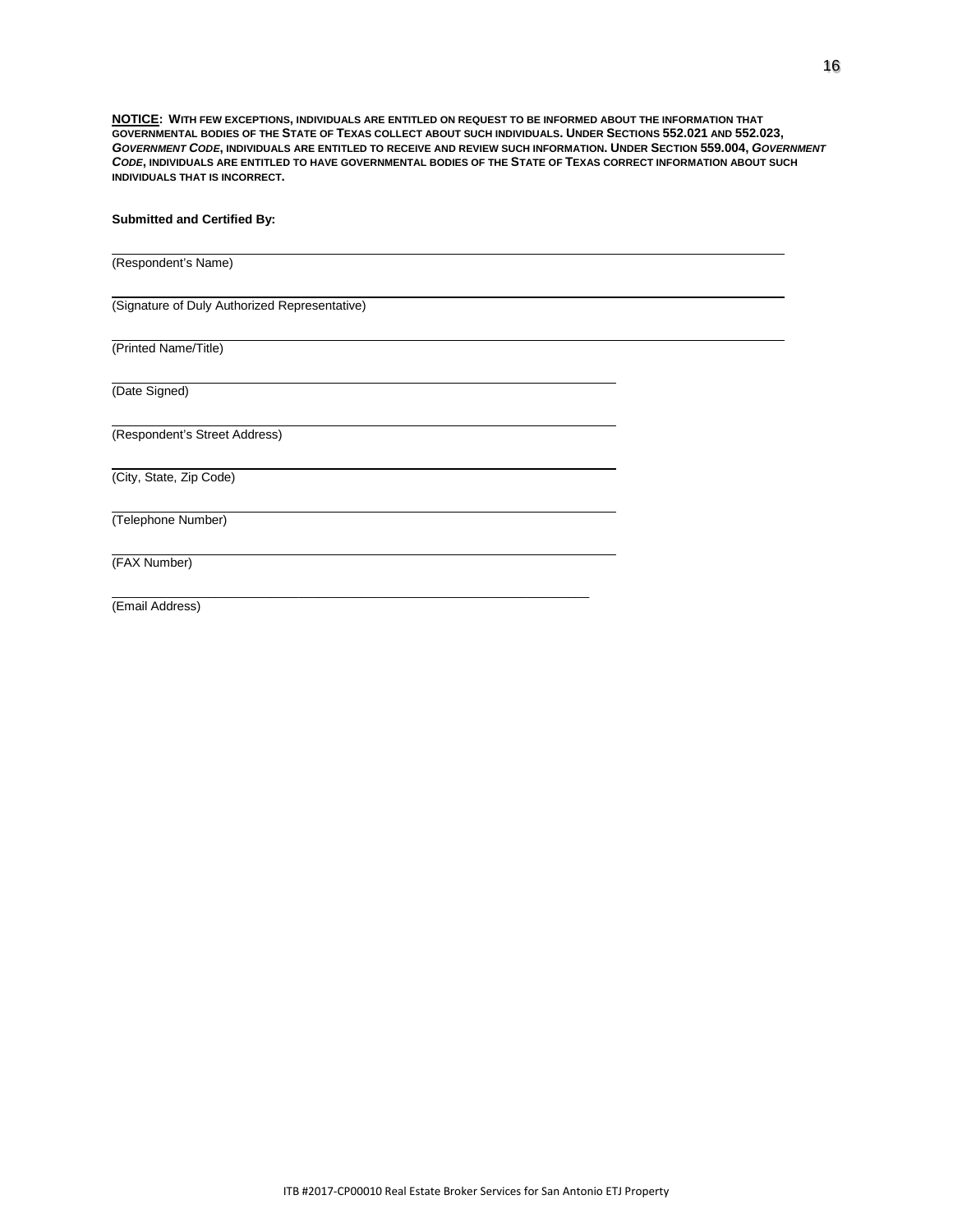**NOTICE: WITH FEW EXCEPTIONS, INDIVIDUALS ARE ENTITLED ON REQUEST TO BE INFORMED ABOUT THE INFORMATION THAT GOVERNMENTAL BODIES OF THE STATE OF TEXAS COLLECT ABOUT SUCH INDIVIDUALS. UNDER SECTIONS 552.021 AND 552.023, *GOVERNMENT CODE*, INDIVIDUALS ARE ENTITLED TO RECEIVE AND REVIEW SUCH INFORMATION. UNDER SECTION 559.004, *GOVERNMENT CODE*, INDIVIDUALS ARE ENTITLED TO HAVE GOVERNMENTAL BODIES OF THE STATE OF TEXAS CORRECT INFORMATION ABOUT SUCH INDIVIDUALS THAT IS INCORRECT.**

**Submitted and Certified By:**

\_\_\_\_\_\_\_\_\_\_\_\_\_\_\_\_\_\_\_\_\_\_\_\_\_\_\_\_\_\_\_\_\_\_\_\_\_\_\_\_\_\_\_\_\_\_\_\_
(Respondent's Name)

\_\_\_\_\_\_\_\_\_\_\_\_\_\_\_\_\_\_\_\_\_\_\_\_\_\_\_\_\_\_\_\_\_\_\_\_\_\_\_\_\_\_\_\_\_\_\_\_
(Signature of Duly Authorized Representative)

\_\_\_\_\_\_\_\_\_\_\_\_\_\_\_\_\_\_\_\_\_\_\_\_\_\_\_\_\_\_\_\_\_\_\_\_\_\_\_\_\_\_\_\_\_\_\_\_
(Printed Name/Title)

\_\_\_\_\_\_\_\_\_\_\_\_\_\_\_\_\_\_\_\_\_\_\_\_\_\_\_\_\_\_\_\_\_\_\_\_
(Date Signed)

\_\_\_\_\_\_\_\_\_\_\_\_\_\_\_\_\_\_\_\_\_\_\_\_\_\_\_\_\_\_\_\_\_\_\_\_
(Respondent's Street Address)

\_\_\_\_\_\_\_\_\_\_\_\_\_\_\_\_\_\_\_\_\_\_\_\_\_\_\_\_\_\_\_\_\_\_\_\_
(City, State, Zip Code)

\_\_\_\_\_\_\_\_\_\_\_\_\_\_\_\_\_\_\_\_\_\_\_\_\_\_\_\_\_\_\_\_\_\_\_\_
(Telephone Number)

\_\_\_\_\_\_\_\_\_\_\_\_\_\_\_\_\_\_\_\_\_\_\_\_\_\_\_\_\_\_\_\_\_\_\_\_
(FAX Number)

\_\_\_\_\_\_\_\_\_\_\_\_\_\_\_\_\_\_\_\_\_\_\_\_\_\_\_\_\_\_\_\_\_\_\_\_
(Email Address)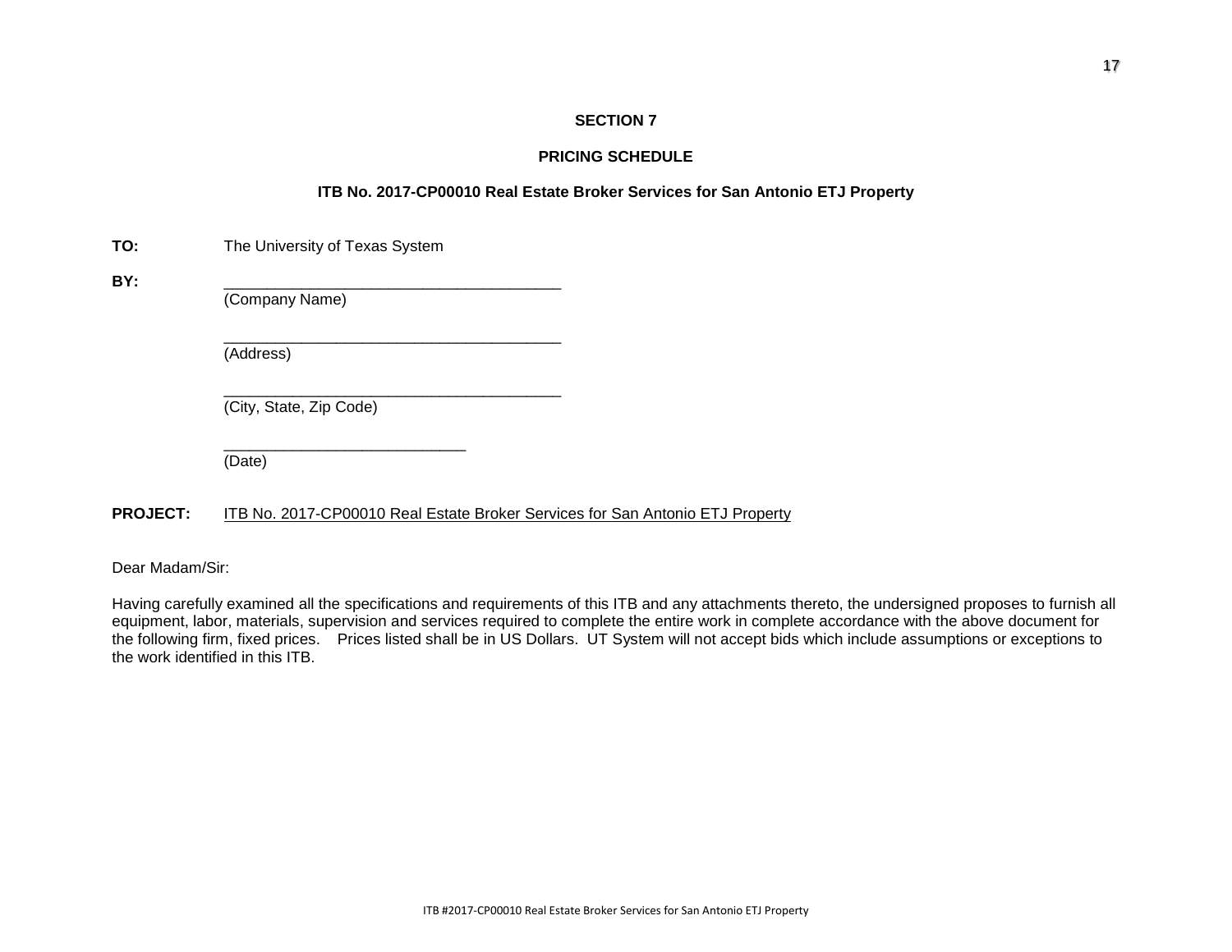**SECTION 7**

**PRICING SCHEDULE**

**ITB No. 2017-CP00010 Real Estate Broker Services for San Antonio ETJ Property**

**TO:** The University of Texas System

**BY:** ________________________________________
(Company Name)

________________________________________
(Address)

________________________________________
(City, State, Zip Code)

____________________________
(Date)

**PROJECT:** ITB No. 2017-CP00010 Real Estate Broker Services for San Antonio ETJ Property

Dear Madam/Sir:

Having carefully examined all the specifications and requirements of this ITB and any attachments thereto, the undersigned proposes to furnish all equipment, labor, materials, supervision and services required to complete the entire work in complete accordance with the above document for the following firm, fixed prices. Prices listed shall be in US Dollars. UT System will not accept bids which include assumptions or exceptions to the work identified in this ITB.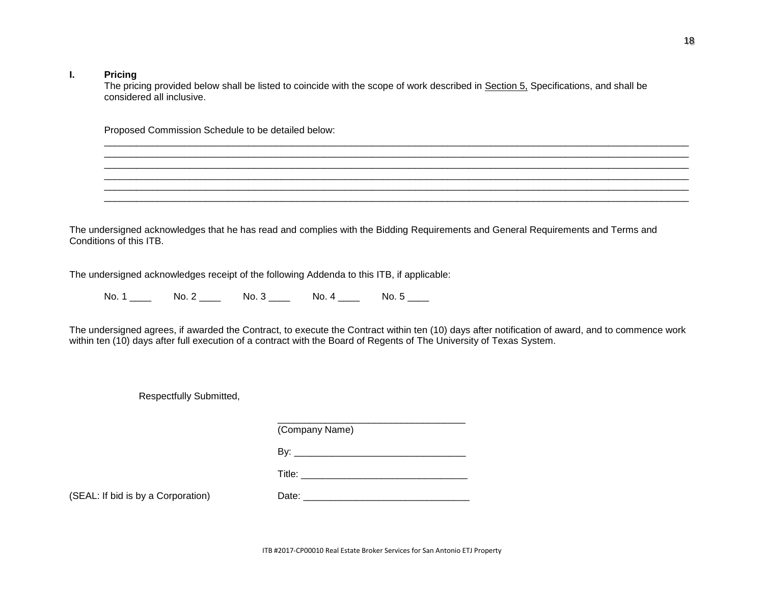**I. Pricing**

The pricing provided below shall be listed to coincide with the scope of work described in Section 5, Specifications, and shall be considered all inclusive.

Proposed Commission Schedule to be detailed below:

______________________________________________________________________________________________________________
______________________________________________________________________________________________________________
______________________________________________________________________________________________________________
______________________________________________________________________________________________________________
______________________________________________________________________________________________________________
______________________________________________________________________________________________________________

The undersigned acknowledges that he has read and complies with the Bidding Requirements and General Requirements and Terms and Conditions of this ITB.

The undersigned acknowledges receipt of the following Addenda to this ITB, if applicable:

No. 1 ____ No. 2 ____ No. 3 ____ No. 4 ____ No. 5 ____

The undersigned agrees, if awarded the Contract, to execute the Contract within ten (10) days after notification of award, and to commence work within ten (10) days after full execution of a contract with the Board of Regents of The University of Texas System.

Respectfully Submitted,

___________________________________
(Company Name)

By: _______________________________

Title: ______________________________

(SEAL: If bid is by a Corporation) Date: ______________________________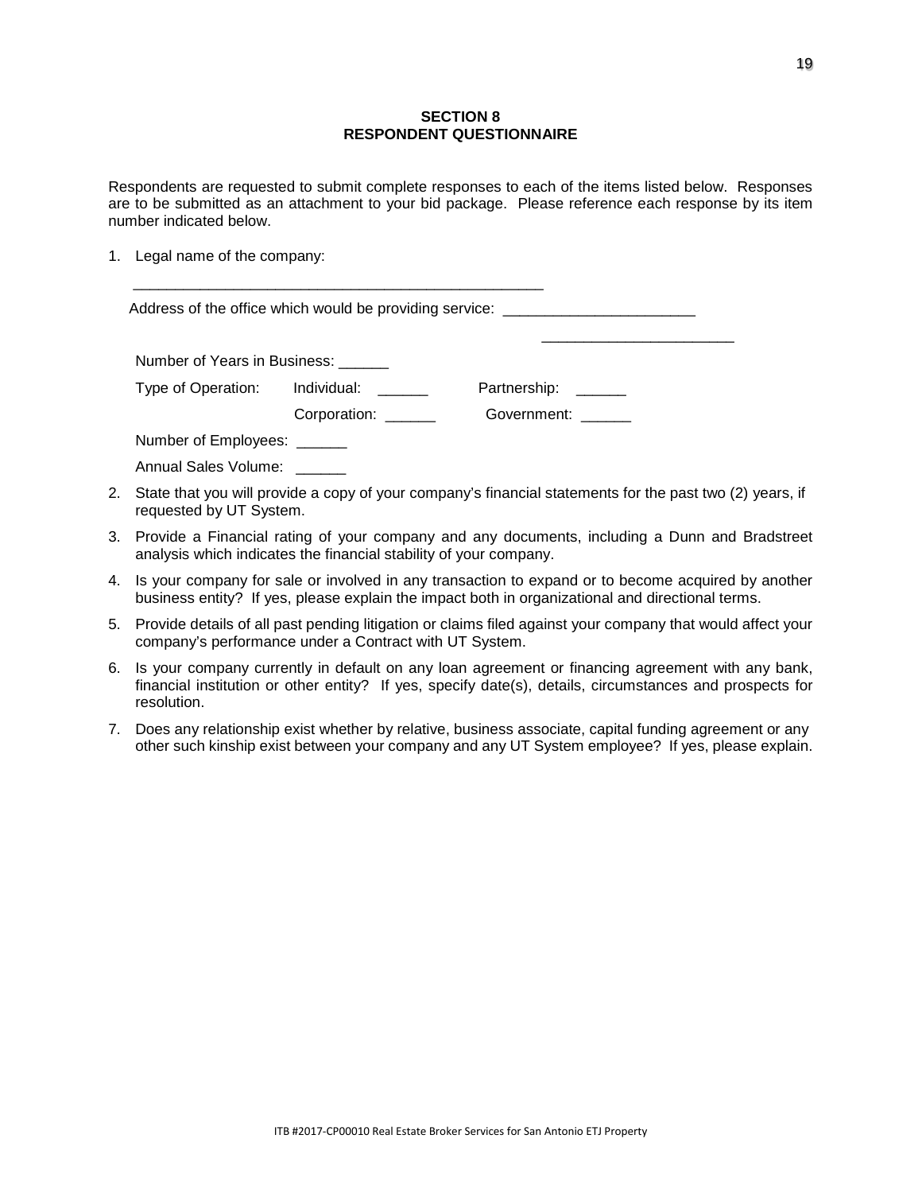## SECTION 8
## RESPONDENT QUESTIONNAIRE

Respondents are requested to submit complete responses to each of the items listed below. Responses are to be submitted as an attachment to your bid package. Please reference each response by its item number indicated below.

1. Legal name of the company:

   ________________________________________________

   Address of the office which would be providing service: ______________________

   ______________________

   Number of Years in Business: ______

   Type of Operation: Individual: ______ Partnership: ______

   Corporation: ______ Government: ______

   Number of Employees: ______

   Annual Sales Volume: ______

2. State that you will provide a copy of your company's financial statements for the past two (2) years, if requested by UT System.

3. Provide a Financial rating of your company and any documents, including a Dunn and Bradstreet analysis which indicates the financial stability of your company.

4. Is your company for sale or involved in any transaction to expand or to become acquired by another business entity? If yes, please explain the impact both in organizational and directional terms.

5. Provide details of all past pending litigation or claims filed against your company that would affect your company's performance under a Contract with UT System.

6. Is your company currently in default on any loan agreement or financing agreement with any bank, financial institution or other entity? If yes, specify date(s), details, circumstances and prospects for resolution.

7. Does any relationship exist whether by relative, business associate, capital funding agreement or any other such kinship exist between your company and any UT System employee? If yes, please explain.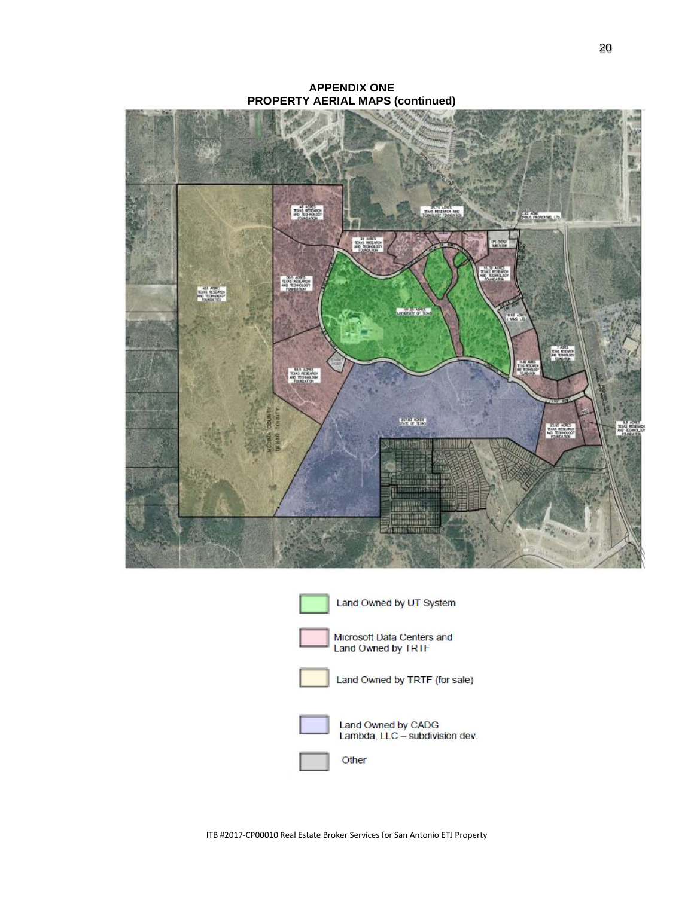**APPENDIX ONE**
**PROPERTY AERIAL MAPS (continued)**

Land Owned by UT System

Microsoft Data Centers and Land Owned by TRTF

Land Owned by TRTF (for sale)

Land Owned by CADG Lambda, LLC – subdivision dev.

Other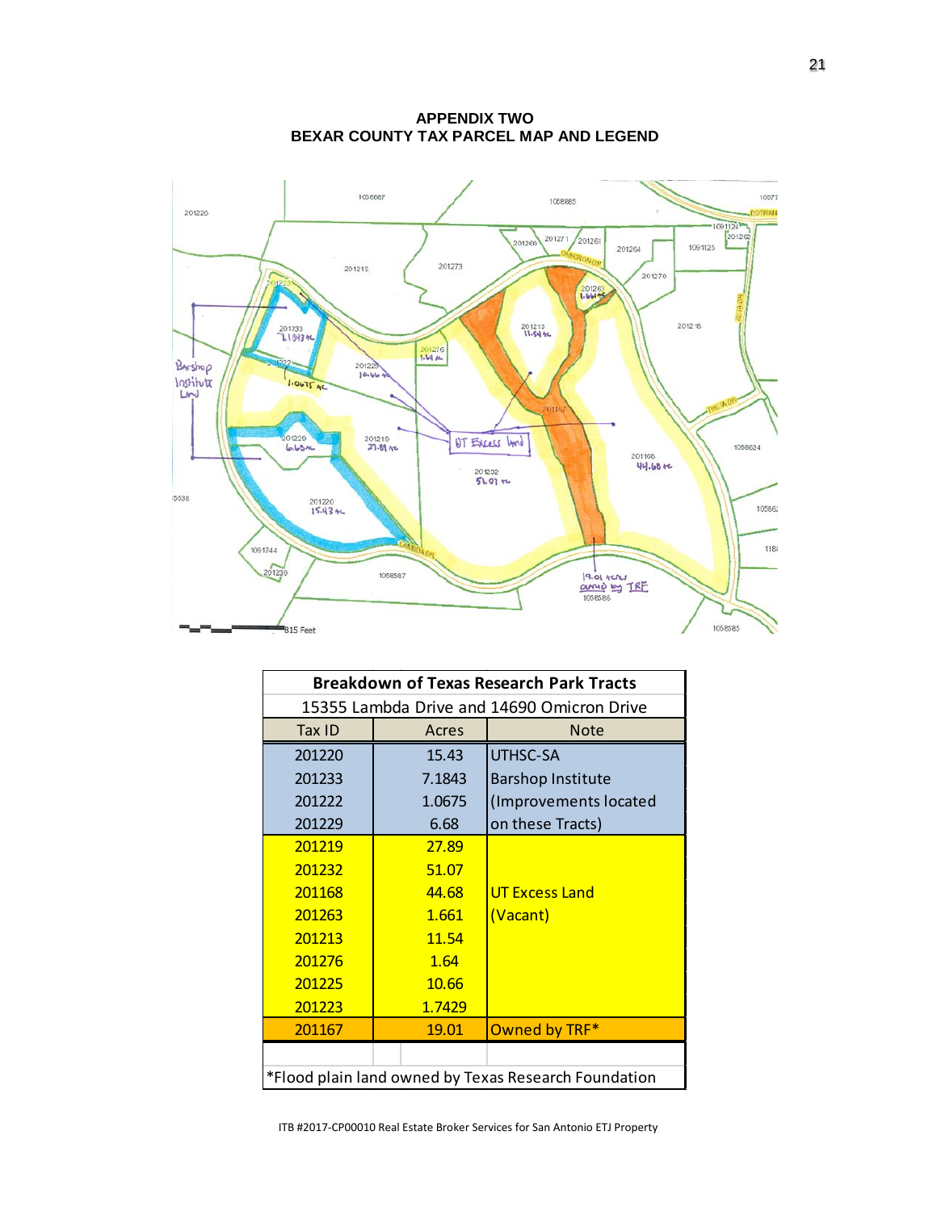**APPENDIX TWO**
**BEXAR COUNTY TAX PARCEL MAP AND LEGEND**

| Breakdown of Texas Research Park Tracts | | |
|---|---|---|
| 15355 Lambda Drive and 14690 Omicron Drive | | |
| Tax ID | Acres | Note |
| 201220 | 15.43 | UTHSC-SA |
| 201233 | 7.1843 | Barshop Institute |
| 201222 | 1.0675 | (Improvements located |
| 201229 | 6.68 | on these Tracts) |
| 201219 | 27.89 | |
| 201232 | 51.07 | |
| 201168 | 44.68 | UT Excess Land |
| 201263 | 1.661 | (Vacant) |
| 201213 | 11.54 | |
| 201276 | 1.64 | |
| 201225 | 10.66 | |
| 201223 | 1.7429 | |
| 201167 | 19.01 | Owned by TRF* |
| | | |
| *Flood plain land owned by Texas Research Foundation | | |

ITB #2017-CP00010 Real Estate Broker Services for San Antonio ETJ Property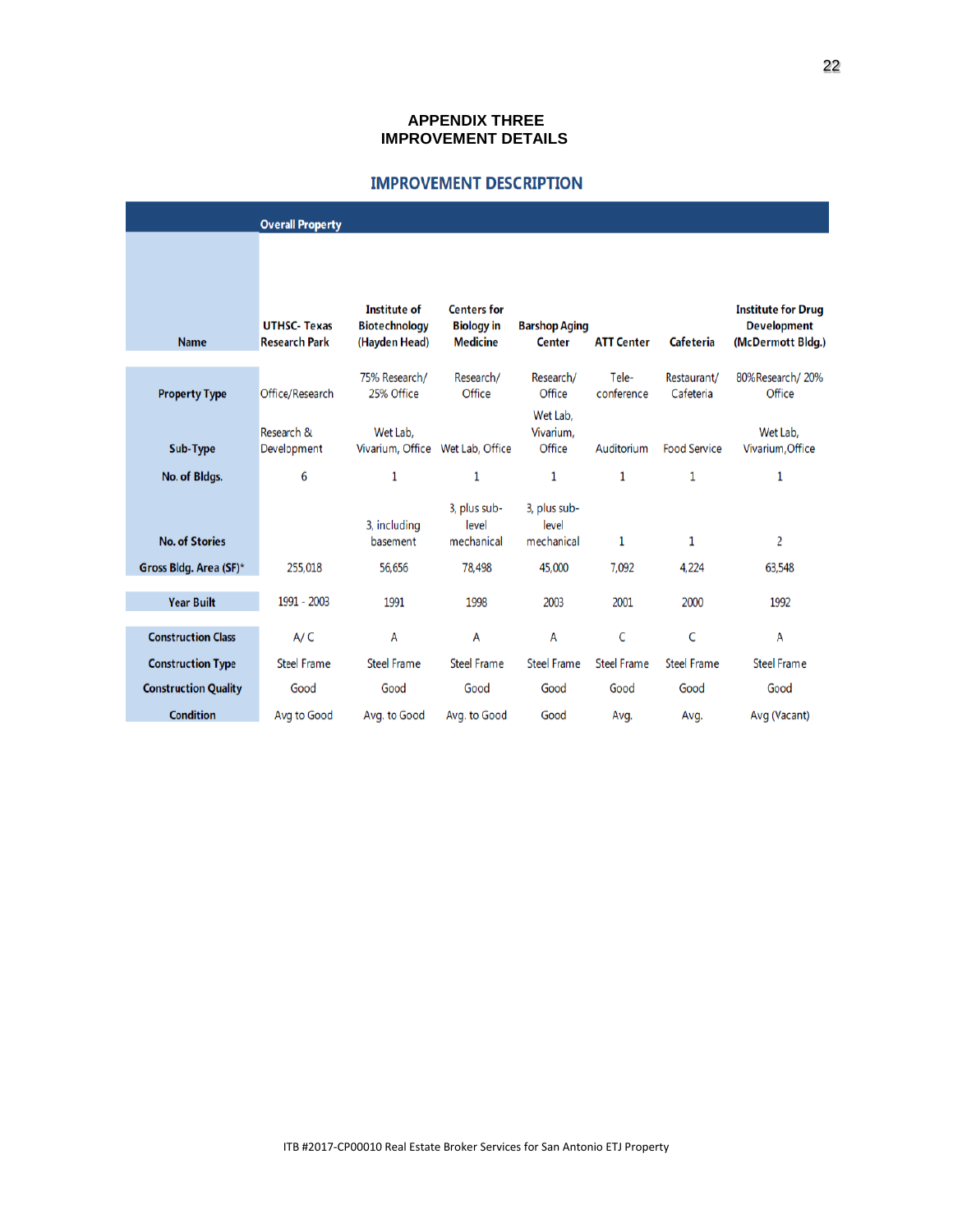# APPENDIX THREE
# IMPROVEMENT DETAILS

## IMPROVEMENT DESCRIPTION

| | Overall Property | | | | | | |
|---|---|---|---|---|---|---|---|
| **Name** | **UTHSC- Texas Research Park** | **Institute of Biotechnology (Hayden Head)** | **Centers for Biology in Medicine** | **Barshop Aging Center** | **ATT Center** | **Cafeteria** | **Institute for Drug Development (McDermott Bldg.)** |
| **Property Type** | Office/Research | 75% Research/ 25% Office | Research/ Office | Research/ Office | Tele-conference | Restaurant/ Cafeteria | 80%Research/ 20% Office |
| **Sub-Type** | Research & Development | Wet Lab, Vivarium, Office | Wet Lab, Office | Wet Lab, Vivarium, Office | Auditorium | Food Service | Wet Lab, Vivarium,Office |
| **No. of Bldgs.** | 6 | 1 | 1 | 1 | 1 | 1 | 1 |
| **No. of Stories** | | 3, including basement | 3, plus sub-level mechanical | 3, plus sub-level mechanical | 1 | 1 | 2 |
| **Gross Bldg. Area (SF)*** | 255,018 | 56,656 | 78,498 | 45,000 | 7,092 | 4,224 | 63,548 |
| **Year Built** | 1991 - 2003 | 1991 | 1998 | 2003 | 2001 | 2000 | 1992 |
| **Construction Class** | A/ C | A | A | A | C | C | A |
| **Construction Type** | Steel Frame | Steel Frame | Steel Frame | Steel Frame | Steel Frame | Steel Frame | Steel Frame |
| **Construction Quality** | Good | Good | Good | Good | Good | Good | Good |
| **Condition** | Avg to Good | Avg. to Good | Avg. to Good | Good | Avg. | Avg. | Avg (Vacant) |

ITB #2017-CP00010 Real Estate Broker Services for San Antonio ETJ Property